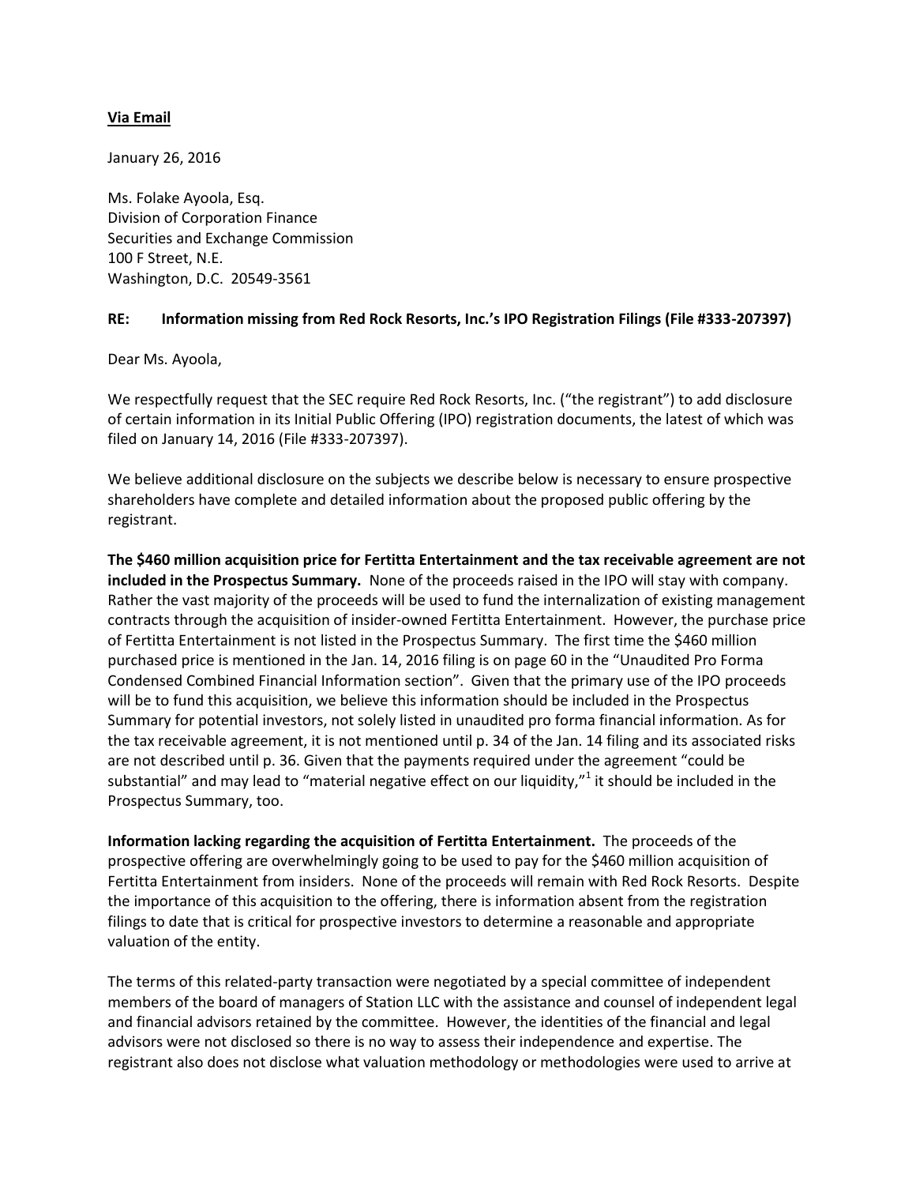**Via Email**

January 26, 2016

Ms. Folake Ayoola, Esq.
Division of Corporation Finance
Securities and Exchange Commission
100 F Street, N.E.
Washington, D.C. 20549-3561

**RE: Information missing from Red Rock Resorts, Inc.'s IPO Registration Filings (File #333-207397)**

Dear Ms. Ayoola,

We respectfully request that the SEC require Red Rock Resorts, Inc. ("the registrant") to add disclosure of certain information in its Initial Public Offering (IPO) registration documents, the latest of which was filed on January 14, 2016 (File #333-207397).

We believe additional disclosure on the subjects we describe below is necessary to ensure prospective shareholders have complete and detailed information about the proposed public offering by the registrant.

**The $460 million acquisition price for Fertitta Entertainment and the tax receivable agreement are not included in the Prospectus Summary.** None of the proceeds raised in the IPO will stay with company. Rather the vast majority of the proceeds will be used to fund the internalization of existing management contracts through the acquisition of insider-owned Fertitta Entertainment. However, the purchase price of Fertitta Entertainment is not listed in the Prospectus Summary. The first time the $460 million purchased price is mentioned in the Jan. 14, 2016 filing is on page 60 in the "Unaudited Pro Forma Condensed Combined Financial Information section". Given that the primary use of the IPO proceeds will be to fund this acquisition, we believe this information should be included in the Prospectus Summary for potential investors, not solely listed in unaudited pro forma financial information. As for the tax receivable agreement, it is not mentioned until p. 34 of the Jan. 14 filing and its associated risks are not described until p. 36. Given that the payments required under the agreement "could be substantial" and may lead to "material negative effect on our liquidity,"[1] it should be included in the Prospectus Summary, too.

**Information lacking regarding the acquisition of Fertitta Entertainment.** The proceeds of the prospective offering are overwhelmingly going to be used to pay for the $460 million acquisition of Fertitta Entertainment from insiders. None of the proceeds will remain with Red Rock Resorts. Despite the importance of this acquisition to the offering, there is information absent from the registration filings to date that is critical for prospective investors to determine a reasonable and appropriate valuation of the entity.

The terms of this related-party transaction were negotiated by a special committee of independent members of the board of managers of Station LLC with the assistance and counsel of independent legal and financial advisors retained by the committee. However, the identities of the financial and legal advisors were not disclosed so there is no way to assess their independence and expertise. The registrant also does not disclose what valuation methodology or methodologies were used to arrive at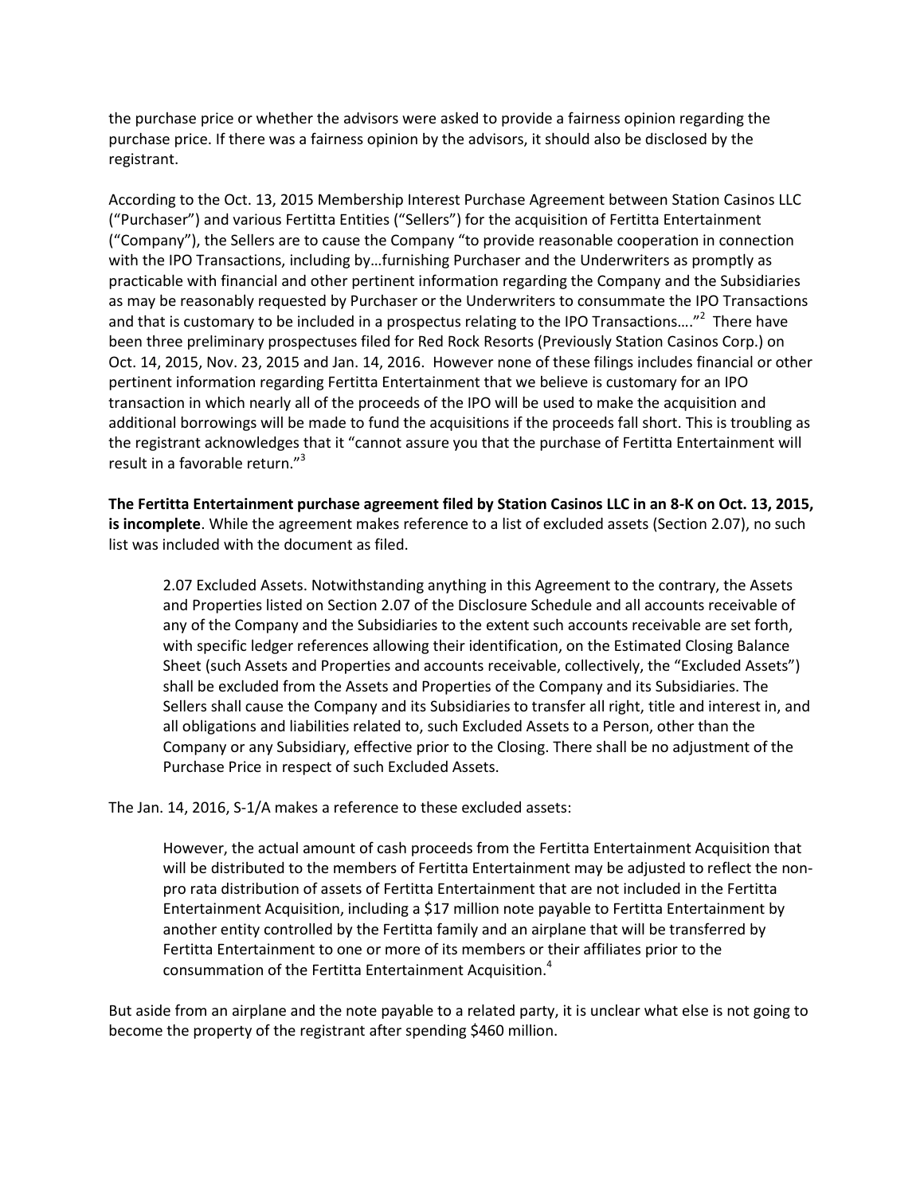the purchase price or whether the advisors were asked to provide a fairness opinion regarding the purchase price. If there was a fairness opinion by the advisors, it should also be disclosed by the registrant.

According to the Oct. 13, 2015 Membership Interest Purchase Agreement between Station Casinos LLC ("Purchaser") and various Fertitta Entities ("Sellers") for the acquisition of Fertitta Entertainment ("Company"), the Sellers are to cause the Company "to provide reasonable cooperation in connection with the IPO Transactions, including by…furnishing Purchaser and the Underwriters as promptly as practicable with financial and other pertinent information regarding the Company and the Subsidiaries as may be reasonably requested by Purchaser or the Underwriters to consummate the IPO Transactions and that is customary to be included in a prospectus relating to the IPO Transactions…."[2] There have been three preliminary prospectuses filed for Red Rock Resorts (Previously Station Casinos Corp.) on Oct. 14, 2015, Nov. 23, 2015 and Jan. 14, 2016. However none of these filings includes financial or other pertinent information regarding Fertitta Entertainment that we believe is customary for an IPO transaction in which nearly all of the proceeds of the IPO will be used to make the acquisition and additional borrowings will be made to fund the acquisitions if the proceeds fall short. This is troubling as the registrant acknowledges that it "cannot assure you that the purchase of Fertitta Entertainment will result in a favorable return."[3]

**The Fertitta Entertainment purchase agreement filed by Station Casinos LLC in an 8-K on Oct. 13, 2015, is incomplete**. While the agreement makes reference to a list of excluded assets (Section 2.07), no such list was included with the document as filed.

> 2.07 Excluded Assets. Notwithstanding anything in this Agreement to the contrary, the Assets and Properties listed on Section 2.07 of the Disclosure Schedule and all accounts receivable of any of the Company and the Subsidiaries to the extent such accounts receivable are set forth, with specific ledger references allowing their identification, on the Estimated Closing Balance Sheet (such Assets and Properties and accounts receivable, collectively, the "Excluded Assets") shall be excluded from the Assets and Properties of the Company and its Subsidiaries. The Sellers shall cause the Company and its Subsidiaries to transfer all right, title and interest in, and all obligations and liabilities related to, such Excluded Assets to a Person, other than the Company or any Subsidiary, effective prior to the Closing. There shall be no adjustment of the Purchase Price in respect of such Excluded Assets.

The Jan. 14, 2016, S-1/A makes a reference to these excluded assets:

> However, the actual amount of cash proceeds from the Fertitta Entertainment Acquisition that will be distributed to the members of Fertitta Entertainment may be adjusted to reflect the non-pro rata distribution of assets of Fertitta Entertainment that are not included in the Fertitta Entertainment Acquisition, including a $17 million note payable to Fertitta Entertainment by another entity controlled by the Fertitta family and an airplane that will be transferred by Fertitta Entertainment to one or more of its members or their affiliates prior to the consummation of the Fertitta Entertainment Acquisition.[4]

But aside from an airplane and the note payable to a related party, it is unclear what else is not going to become the property of the registrant after spending $460 million.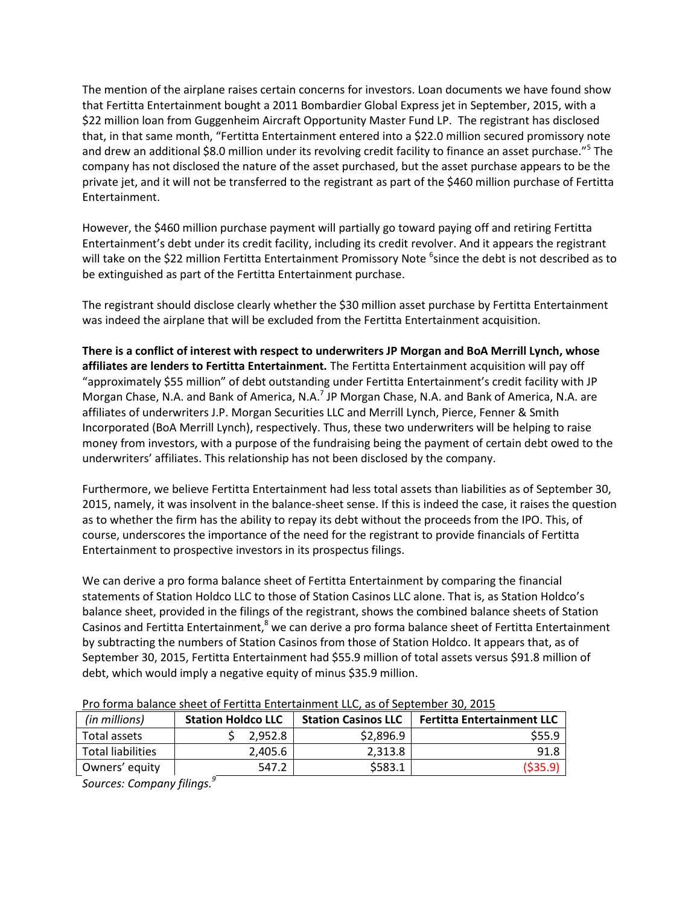The mention of the airplane raises certain concerns for investors. Loan documents we have found show that Fertitta Entertainment bought a 2011 Bombardier Global Express jet in September, 2015, with a $22 million loan from Guggenheim Aircraft Opportunity Master Fund LP. The registrant has disclosed that, in that same month, "Fertitta Entertainment entered into a $22.0 million secured promissory note and drew an additional $8.0 million under its revolving credit facility to finance an asset purchase."[5] The company has not disclosed the nature of the asset purchased, but the asset purchase appears to be the private jet, and it will not be transferred to the registrant as part of the $460 million purchase of Fertitta Entertainment.

However, the $460 million purchase payment will partially go toward paying off and retiring Fertitta Entertainment's debt under its credit facility, including its credit revolver. And it appears the registrant will take on the $22 million Fertitta Entertainment Promissory Note [6]since the debt is not described as to be extinguished as part of the Fertitta Entertainment purchase.

The registrant should disclose clearly whether the $30 million asset purchase by Fertitta Entertainment was indeed the airplane that will be excluded from the Fertitta Entertainment acquisition.

**There is a conflict of interest with respect to underwriters JP Morgan and BoA Merrill Lynch, whose affiliates are lenders to Fertitta Entertainment.** The Fertitta Entertainment acquisition will pay off "approximately $55 million" of debt outstanding under Fertitta Entertainment's credit facility with JP Morgan Chase, N.A. and Bank of America, N.A.[7] JP Morgan Chase, N.A. and Bank of America, N.A. are affiliates of underwriters J.P. Morgan Securities LLC and Merrill Lynch, Pierce, Fenner & Smith Incorporated (BoA Merrill Lynch), respectively. Thus, these two underwriters will be helping to raise money from investors, with a purpose of the fundraising being the payment of certain debt owed to the underwriters' affiliates. This relationship has not been disclosed by the company.

Furthermore, we believe Fertitta Entertainment had less total assets than liabilities as of September 30, 2015, namely, it was insolvent in the balance-sheet sense. If this is indeed the case, it raises the question as to whether the firm has the ability to repay its debt without the proceeds from the IPO. This, of course, underscores the importance of the need for the registrant to provide financials of Fertitta Entertainment to prospective investors in its prospectus filings.

We can derive a pro forma balance sheet of Fertitta Entertainment by comparing the financial statements of Station Holdco LLC to those of Station Casinos LLC alone. That is, as Station Holdco's balance sheet, provided in the filings of the registrant, shows the combined balance sheets of Station Casinos and Fertitta Entertainment,[8] we can derive a pro forma balance sheet of Fertitta Entertainment by subtracting the numbers of Station Casinos from those of Station Holdco. It appears that, as of September 30, 2015, Fertitta Entertainment had $55.9 million of total assets versus $91.8 million of debt, which would imply a negative equity of minus $35.9 million.

Pro forma balance sheet of Fertitta Entertainment LLC, as of September 30, 2015

| *(in millions)* | Station Holdco LLC | Station Casinos LLC | Fertitta Entertainment LLC |
|---|---|---|---|
| Total assets | $ 2,952.8 | $2,896.9 | $55.9 |
| Total liabilities | 2,405.6 | 2,313.8 | 91.8 |
| Owners' equity | 547.2 | $583.1 | ($35.9) |

*Sources: Company filings.[9]*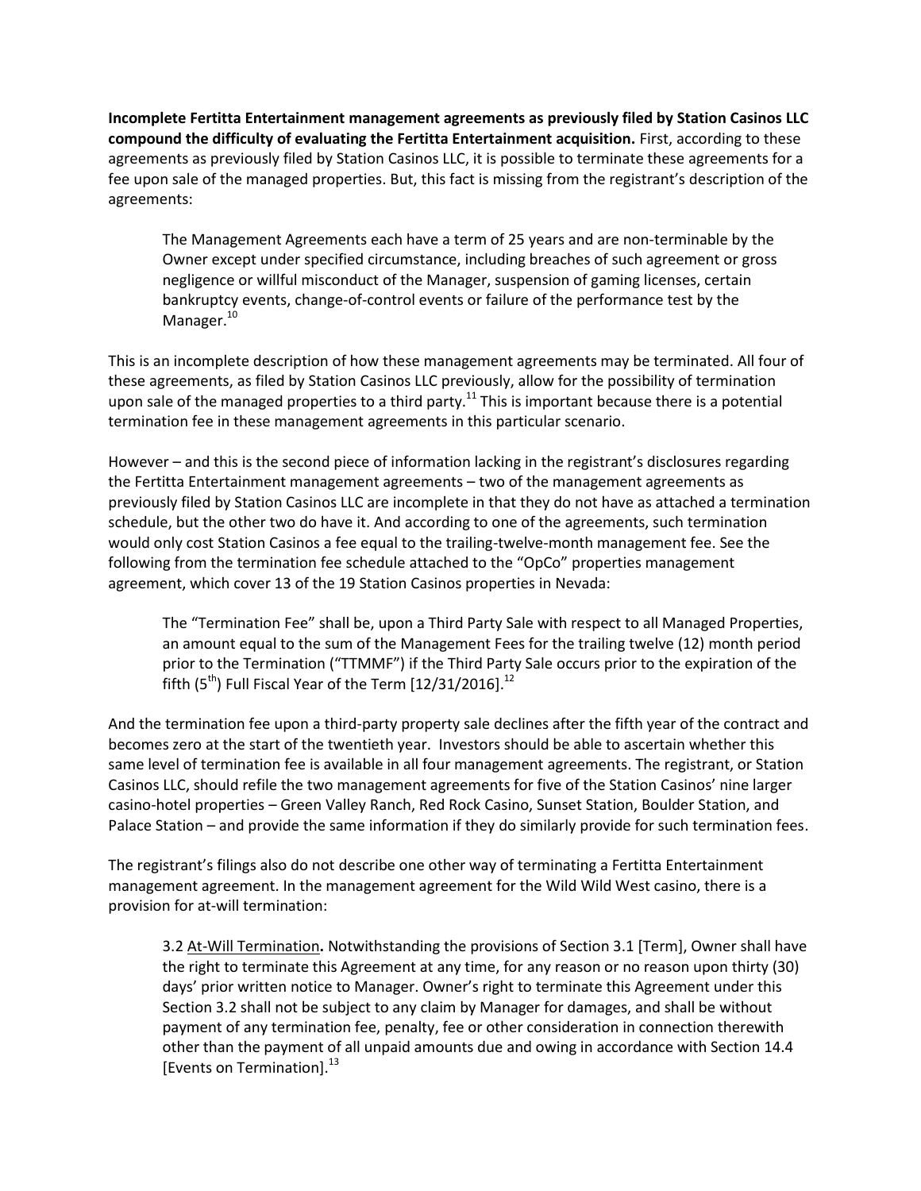**Incomplete Fertitta Entertainment management agreements as previously filed by Station Casinos LLC compound the difficulty of evaluating the Fertitta Entertainment acquisition.** First, according to these agreements as previously filed by Station Casinos LLC, it is possible to terminate these agreements for a fee upon sale of the managed properties. But, this fact is missing from the registrant's description of the agreements:

> The Management Agreements each have a term of 25 years and are non-terminable by the Owner except under specified circumstance, including breaches of such agreement or gross negligence or willful misconduct of the Manager, suspension of gaming licenses, certain bankruptcy events, change-of-control events or failure of the performance test by the Manager.[10]

This is an incomplete description of how these management agreements may be terminated. All four of these agreements, as filed by Station Casinos LLC previously, allow for the possibility of termination upon sale of the managed properties to a third party.[11] This is important because there is a potential termination fee in these management agreements in this particular scenario.

However – and this is the second piece of information lacking in the registrant's disclosures regarding the Fertitta Entertainment management agreements – two of the management agreements as previously filed by Station Casinos LLC are incomplete in that they do not have as attached a termination schedule, but the other two do have it. And according to one of the agreements, such termination would only cost Station Casinos a fee equal to the trailing-twelve-month management fee. See the following from the termination fee schedule attached to the "OpCo" properties management agreement, which cover 13 of the 19 Station Casinos properties in Nevada:

> The "Termination Fee" shall be, upon a Third Party Sale with respect to all Managed Properties, an amount equal to the sum of the Management Fees for the trailing twelve (12) month period prior to the Termination ("TTMMF") if the Third Party Sale occurs prior to the expiration of the fifth (5th) Full Fiscal Year of the Term [12/31/2016].[12]

And the termination fee upon a third-party property sale declines after the fifth year of the contract and becomes zero at the start of the twentieth year. Investors should be able to ascertain whether this same level of termination fee is available in all four management agreements. The registrant, or Station Casinos LLC, should refile the two management agreements for five of the Station Casinos' nine larger casino-hotel properties – Green Valley Ranch, Red Rock Casino, Sunset Station, Boulder Station, and Palace Station – and provide the same information if they do similarly provide for such termination fees.

The registrant's filings also do not describe one other way of terminating a Fertitta Entertainment management agreement. In the management agreement for the Wild Wild West casino, there is a provision for at-will termination:

> 3.2 At-Will Termination**.** Notwithstanding the provisions of Section 3.1 [Term], Owner shall have the right to terminate this Agreement at any time, for any reason or no reason upon thirty (30) days' prior written notice to Manager. Owner's right to terminate this Agreement under this Section 3.2 shall not be subject to any claim by Manager for damages, and shall be without payment of any termination fee, penalty, fee or other consideration in connection therewith other than the payment of all unpaid amounts due and owing in accordance with Section 14.4 [Events on Termination].[13]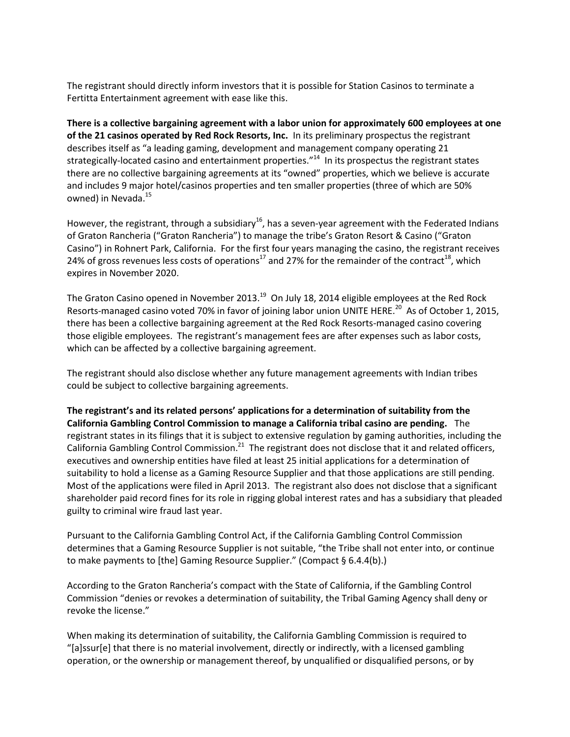The registrant should directly inform investors that it is possible for Station Casinos to terminate a Fertitta Entertainment agreement with ease like this.

**There is a collective bargaining agreement with a labor union for approximately 600 employees at one of the 21 casinos operated by Red Rock Resorts, Inc.** In its preliminary prospectus the registrant describes itself as "a leading gaming, development and management company operating 21 strategically-located casino and entertainment properties."[14] In its prospectus the registrant states there are no collective bargaining agreements at its "owned" properties, which we believe is accurate and includes 9 major hotel/casinos properties and ten smaller properties (three of which are 50% owned) in Nevada.[15]

However, the registrant, through a subsidiary[16], has a seven-year agreement with the Federated Indians of Graton Rancheria ("Graton Rancheria") to manage the tribe's Graton Resort & Casino ("Graton Casino") in Rohnert Park, California. For the first four years managing the casino, the registrant receives 24% of gross revenues less costs of operations[17] and 27% for the remainder of the contract[18], which expires in November 2020.

The Graton Casino opened in November 2013.[19] On July 18, 2014 eligible employees at the Red Rock Resorts-managed casino voted 70% in favor of joining labor union UNITE HERE.[20] As of October 1, 2015, there has been a collective bargaining agreement at the Red Rock Resorts-managed casino covering those eligible employees. The registrant's management fees are after expenses such as labor costs, which can be affected by a collective bargaining agreement.

The registrant should also disclose whether any future management agreements with Indian tribes could be subject to collective bargaining agreements.

**The registrant's and its related persons' applications for a determination of suitability from the California Gambling Control Commission to manage a California tribal casino are pending.** The registrant states in its filings that it is subject to extensive regulation by gaming authorities, including the California Gambling Control Commission.[21] The registrant does not disclose that it and related officers, executives and ownership entities have filed at least 25 initial applications for a determination of suitability to hold a license as a Gaming Resource Supplier and that those applications are still pending. Most of the applications were filed in April 2013. The registrant also does not disclose that a significant shareholder paid record fines for its role in rigging global interest rates and has a subsidiary that pleaded guilty to criminal wire fraud last year.

Pursuant to the California Gambling Control Act, if the California Gambling Control Commission determines that a Gaming Resource Supplier is not suitable, "the Tribe shall not enter into, or continue to make payments to [the] Gaming Resource Supplier." (Compact § 6.4.4(b).)

According to the Graton Rancheria's compact with the State of California, if the Gambling Control Commission "denies or revokes a determination of suitability, the Tribal Gaming Agency shall deny or revoke the license."

When making its determination of suitability, the California Gambling Commission is required to "[a]ssur[e] that there is no material involvement, directly or indirectly, with a licensed gambling operation, or the ownership or management thereof, by unqualified or disqualified persons, or by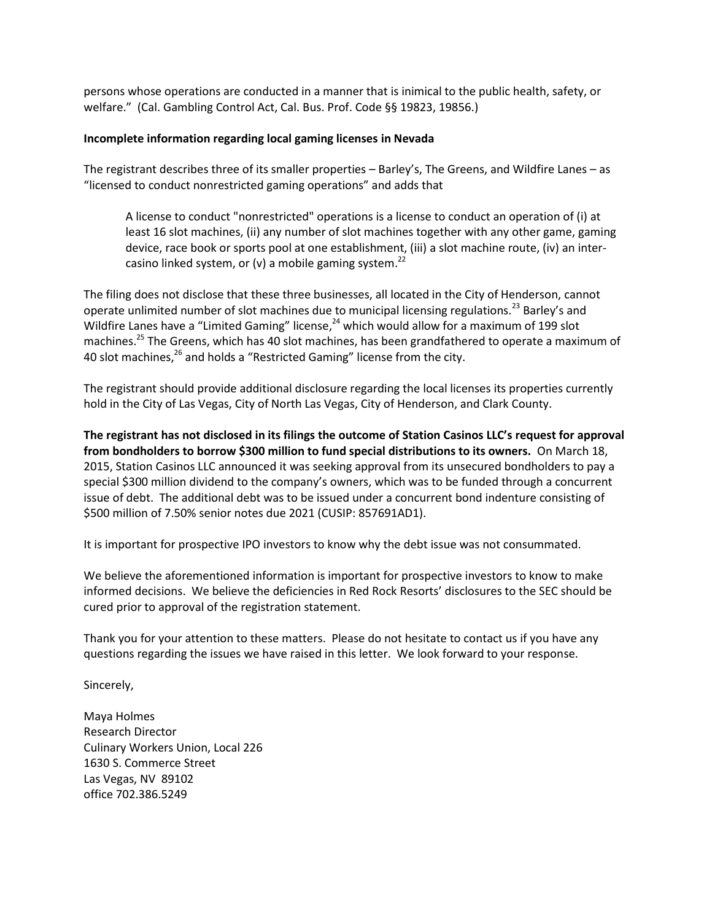persons whose operations are conducted in a manner that is inimical to the public health, safety, or welfare." (Cal. Gambling Control Act, Cal. Bus. Prof. Code §§ 19823, 19856.)

**Incomplete information regarding local gaming licenses in Nevada**

The registrant describes three of its smaller properties – Barley's, The Greens, and Wildfire Lanes – as "licensed to conduct nonrestricted gaming operations" and adds that

> A license to conduct "nonrestricted" operations is a license to conduct an operation of (i) at least 16 slot machines, (ii) any number of slot machines together with any other game, gaming device, race book or sports pool at one establishment, (iii) a slot machine route, (iv) an inter-casino linked system, or (v) a mobile gaming system.[22]

The filing does not disclose that these three businesses, all located in the City of Henderson, cannot operate unlimited number of slot machines due to municipal licensing regulations.[23] Barley's and Wildfire Lanes have a "Limited Gaming" license,[24] which would allow for a maximum of 199 slot machines.[25] The Greens, which has 40 slot machines, has been grandfathered to operate a maximum of 40 slot machines,[26] and holds a "Restricted Gaming" license from the city.

The registrant should provide additional disclosure regarding the local licenses its properties currently hold in the City of Las Vegas, City of North Las Vegas, City of Henderson, and Clark County.

**The registrant has not disclosed in its filings the outcome of Station Casinos LLC's request for approval from bondholders to borrow $300 million to fund special distributions to its owners.** On March 18, 2015, Station Casinos LLC announced it was seeking approval from its unsecured bondholders to pay a special $300 million dividend to the company's owners, which was to be funded through a concurrent issue of debt. The additional debt was to be issued under a concurrent bond indenture consisting of $500 million of 7.50% senior notes due 2021 (CUSIP: 857691AD1).

It is important for prospective IPO investors to know why the debt issue was not consummated.

We believe the aforementioned information is important for prospective investors to know to make informed decisions. We believe the deficiencies in Red Rock Resorts' disclosures to the SEC should be cured prior to approval of the registration statement.

Thank you for your attention to these matters. Please do not hesitate to contact us if you have any questions regarding the issues we have raised in this letter. We look forward to your response.

Sincerely,

Maya Holmes
Research Director
Culinary Workers Union, Local 226
1630 S. Commerce Street
Las Vegas, NV 89102
office 702.386.5249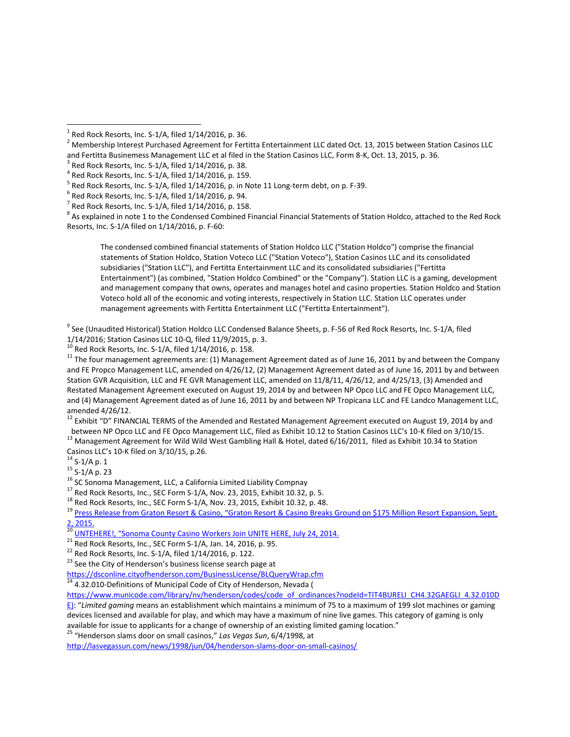[1] Red Rock Resorts, Inc. S-1/A, filed 1/14/2016, p. 36.

[2] Membership Interest Purchased Agreement for Fertitta Entertainment LLC dated Oct. 13, 2015 between Station Casinos LLC and Fertitta Businemess Management LLC et al filed in the Station Casinos LLC, Form 8-K, Oct. 13, 2015, p. 36.

[3] Red Rock Resorts, Inc. S-1/A, filed 1/14/2016, p. 38.

[4] Red Rock Resorts, Inc. S-1/A, filed 1/14/2016, p. 159.

[5] Red Rock Resorts, Inc. S-1/A, filed 1/14/2016, p. in Note 11 Long-term debt, on p. F-39.

[6] Red Rock Resorts, Inc. S-1/A, filed 1/14/2016, p. 94.

[7] Red Rock Resorts, Inc. S-1/A, filed 1/14/2016, p. 158.

[8] As explained in note 1 to the Condensed Combined Financial Financial Statements of Station Holdco, attached to the Red Rock Resorts, Inc. S-1/A filed on 1/14/2016, p. F-60:

> The condensed combined financial statements of Station Holdco LLC ("Station Holdco") comprise the financial statements of Station Holdco, Station Voteco LLC ("Station Voteco"), Station Casinos LLC and its consolidated subsidiaries ("Station LLC"), and Fertitta Entertainment LLC and its consolidated subsidiaries ("Fertitta Entertainment") (as combined, "Station Holdco Combined" or the "Company"). Station LLC is a gaming, development and management company that owns, operates and manages hotel and casino properties. Station Holdco and Station Voteco hold all of the economic and voting interests, respectively in Station LLC. Station LLC operates under management agreements with Fertitta Entertainment LLC ("Fertitta Entertainment").

[9] See (Unaudited Historical) Station Holdco LLC Condensed Balance Sheets, p. F-56 of Red Rock Resorts, Inc. S-1/A, filed 1/14/2016; Station Casinos LLC 10-Q, filed 11/9/2015, p. 3.

[10] Red Rock Resorts, Inc. S-1/A, filed 1/14/2016, p. 158.

[11] The four management agreements are: (1) Management Agreement dated as of June 16, 2011 by and between the Company and FE Propco Management LLC, amended on 4/26/12, (2) Management Agreement dated as of June 16, 2011 by and between Station GVR Acquisition, LLC and FE GVR Management LLC, amended on 11/8/11, 4/26/12, and 4/25/13, (3) Amended and Restated Management Agreement executed on August 19, 2014 by and between NP Opco LLC and FE Opco Management LLC, and (4) Management Agreement dated as of June 16, 2011 by and between NP Tropicana LLC and FE Landco Management LLC, amended 4/26/12.

[12] Exhibit "D" FINANCIAL TERMS of the Amended and Restated Management Agreement executed on August 19, 2014 by and between NP Opco LLC and FE Opco Management LLC, filed as Exhibit 10.12 to Station Casinos LLC's 10-K filed on 3/10/15.

[13] Management Agreement for Wild Wild West Gambling Hall & Hotel, dated 6/16/2011, filed as Exhibit 10.34 to Station Casinos LLC's 10-K filed on 3/10/15, p.26.

[14] S-1/A p. 1

[15] S-1/A p. 23

[16] SC Sonoma Management, LLC, a California Limited Liability Compnay

[17] Red Rock Resorts, Inc., SEC Form S-1/A, Nov. 23, 2015, Exhibit 10.32, p. 5.

[18] Red Rock Resorts, Inc., SEC Form S-1/A, Nov. 23, 2015, Exhibit 10.32, p. 48.

[19] Press Release from Graton Resort & Casino, "Graton Resort & Casino Breaks Ground on $175 Million Resort Expansion, Sept. 2, 2015.

[20] UNTEHERE!, "Sonoma County Casino Workers Join UNITE HERE, July 24, 2014.

[21] Red Rock Resorts, Inc., SEC Form S-1/A, Jan. 14, 2016, p. 95.

[22] Red Rock Resorts, Inc. S-1/A, filed 1/14/2016, p. 122.

[23] See the City of Henderson's business license search page at https://dsconline.cityofhenderson.com/BusinessLicense/BLQueryWrap.cfm

[24] 4.32.010-Definitions of Municipal Code of City of Henderson, Nevada ( https://www.municode.com/library/nv/henderson/codes/code_of_ordinances?nodeId=TIT4BURELI_CH4.32GAEGLI_4.32.010DE): "*Limited gaming* means an establishment which maintains a minimum of 75 to a maximum of 199 slot machines or gaming devices licensed and available for play, and which may have a maximum of nine live games. This category of gaming is only available for issue to applicants for a change of ownership of an existing limited gaming location."

[25] "Henderson slams door on small casinos," *Las Vegas Sun*, 6/4/1998, at http://lasvegassun.com/news/1998/jun/04/henderson-slams-door-on-small-casinos/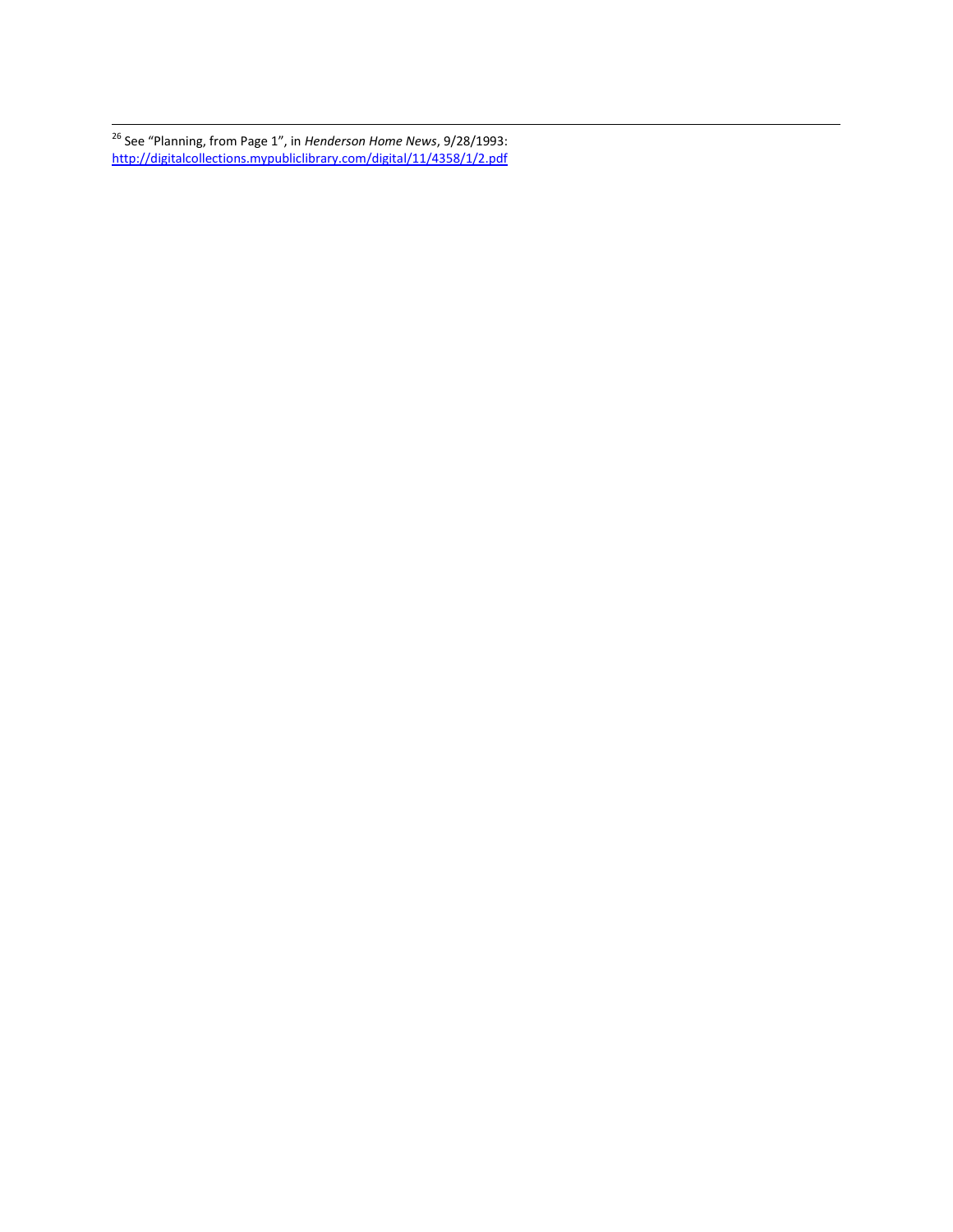[26] See "Planning, from Page 1", in *Henderson Home News*, 9/28/1993: http://digitalcollections.mypubliclibrary.com/digital/11/4358/1/2.pdf